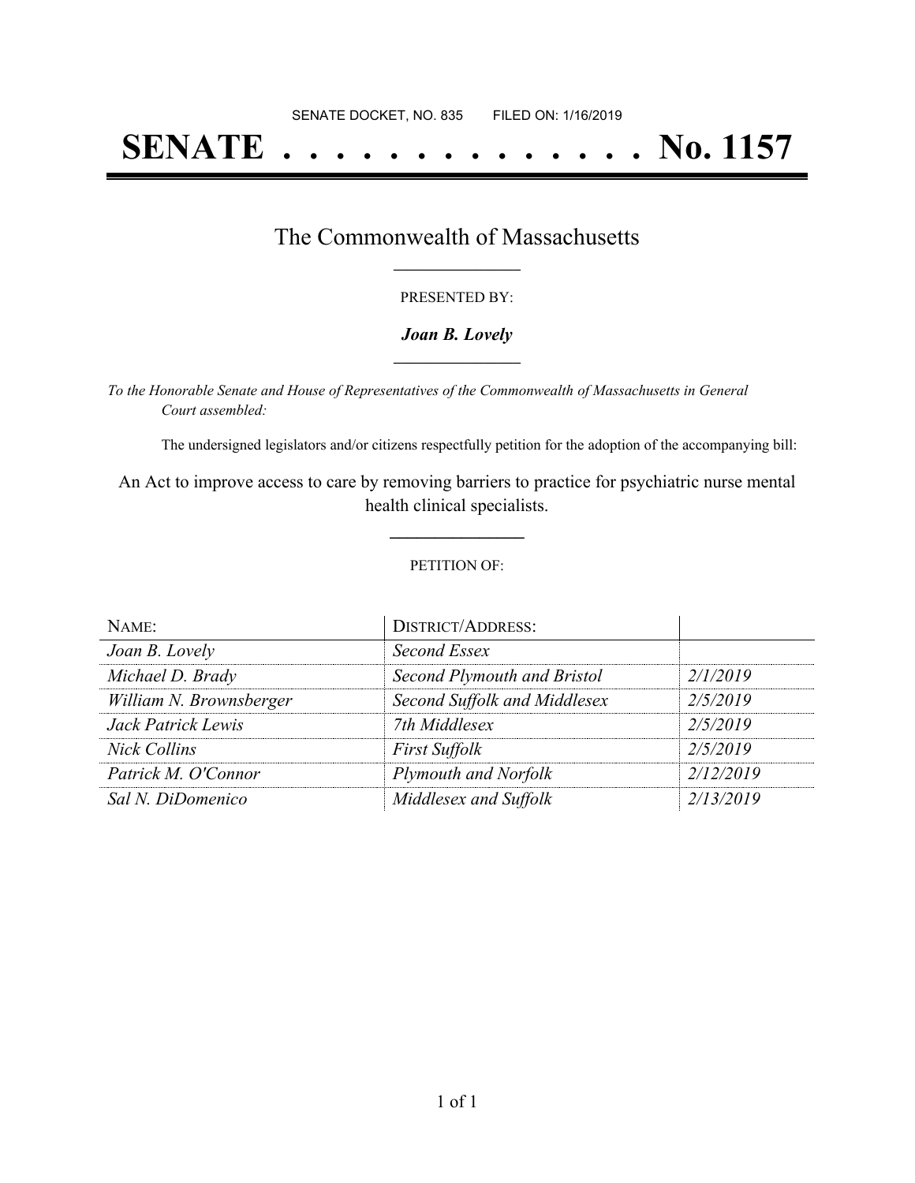SENATE DOCKET, NO. 835 FILED ON: 1/16/2019

# SENATE . . . . . . . . . . . . . . No. 1157

## The Commonwealth of Massachusetts

PRESENTED BY:

***Joan B. Lovely***

*To the Honorable Senate and House of Representatives of the Commonwealth of Massachusetts in General Court assembled:*

The undersigned legislators and/or citizens respectfully petition for the adoption of the accompanying bill:

An Act to improve access to care by removing barriers to practice for psychiatric nurse mental health clinical specialists.

PETITION OF:

| NAME: | DISTRICT/ADDRESS: | |
|---|---|---|
| *Joan B. Lovely* | *Second Essex* | |
| *Michael D. Brady* | *Second Plymouth and Bristol* | *2/1/2019* |
| *William N. Brownsberger* | *Second Suffolk and Middlesex* | *2/5/2019* |
| *Jack Patrick Lewis* | *7th Middlesex* | *2/5/2019* |
| *Nick Collins* | *First Suffolk* | *2/5/2019* |
| *Patrick M. O'Connor* | *Plymouth and Norfolk* | *2/12/2019* |
| *Sal N. DiDomenico* | *Middlesex and Suffolk* | *2/13/2019* |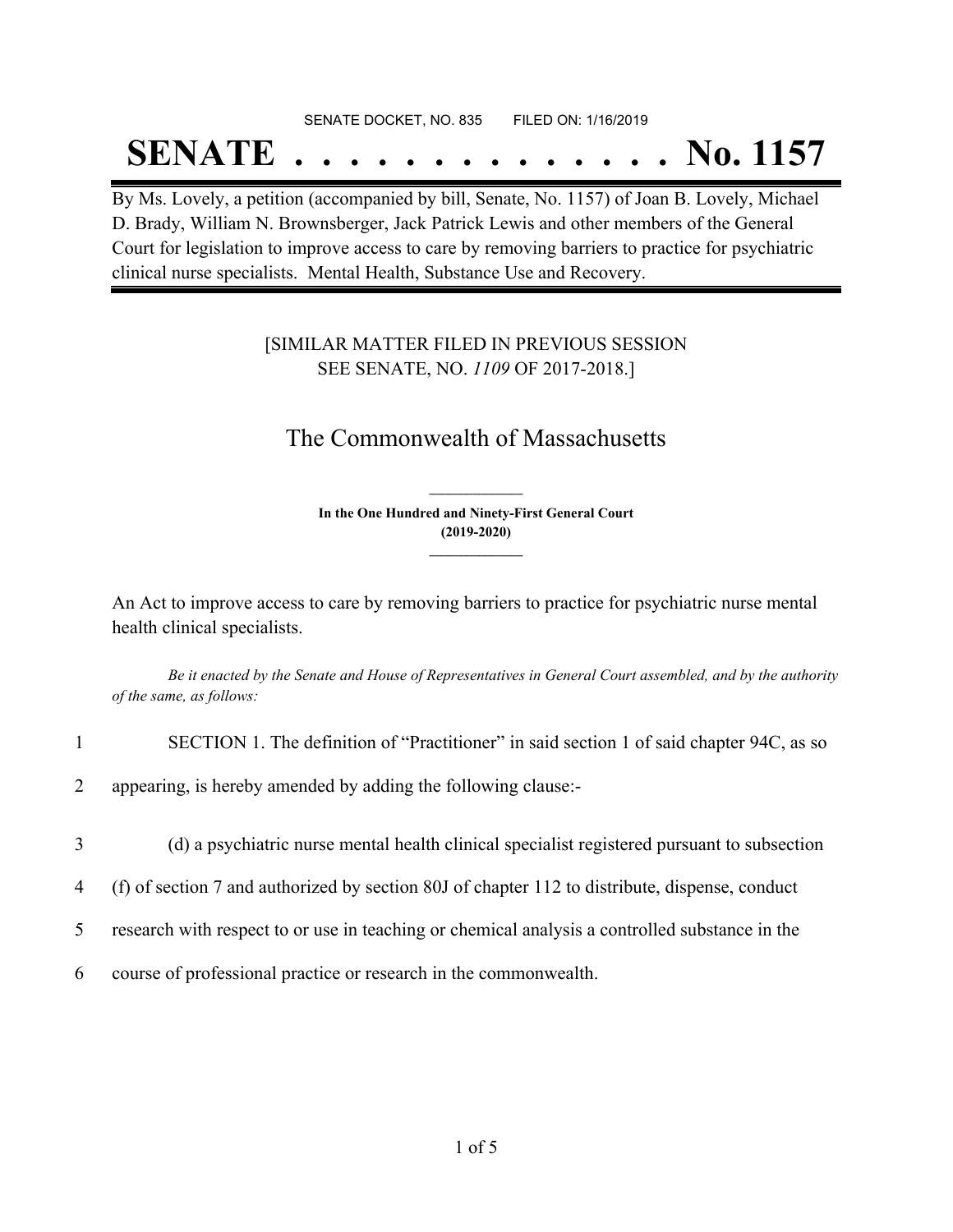SENATE DOCKET, NO. 835        FILED ON: 1/16/2019

# SENATE . . . . . . . . . . . . . . . No. 1157

By Ms. Lovely, a petition (accompanied by bill, Senate, No. 1157) of Joan B. Lovely, Michael D. Brady, William N. Brownsberger, Jack Patrick Lewis and other members of the General Court for legislation to improve access to care by removing barriers to practice for psychiatric clinical nurse specialists. Mental Health, Substance Use and Recovery.

[SIMILAR MATTER FILED IN PREVIOUS SESSION
SEE SENATE, NO. *1109* OF 2017-2018.]

## The Commonwealth of Massachusetts

**In the One Hundred and Ninety-First General Court**
**(2019-2020)**

An Act to improve access to care by removing barriers to practice for psychiatric nurse mental health clinical specialists.

*Be it enacted by the Senate and House of Representatives in General Court assembled, and by the authority of the same, as follows:*

1 SECTION 1. The definition of "Practitioner" in said section 1 of said chapter 94C, as so
2 appearing, is hereby amended by adding the following clause:-
3 (d) a psychiatric nurse mental health clinical specialist registered pursuant to subsection
4 (f) of section 7 and authorized by section 80J of chapter 112 to distribute, dispense, conduct
5 research with respect to or use in teaching or chemical analysis a controlled substance in the
6 course of professional practice or research in the commonwealth.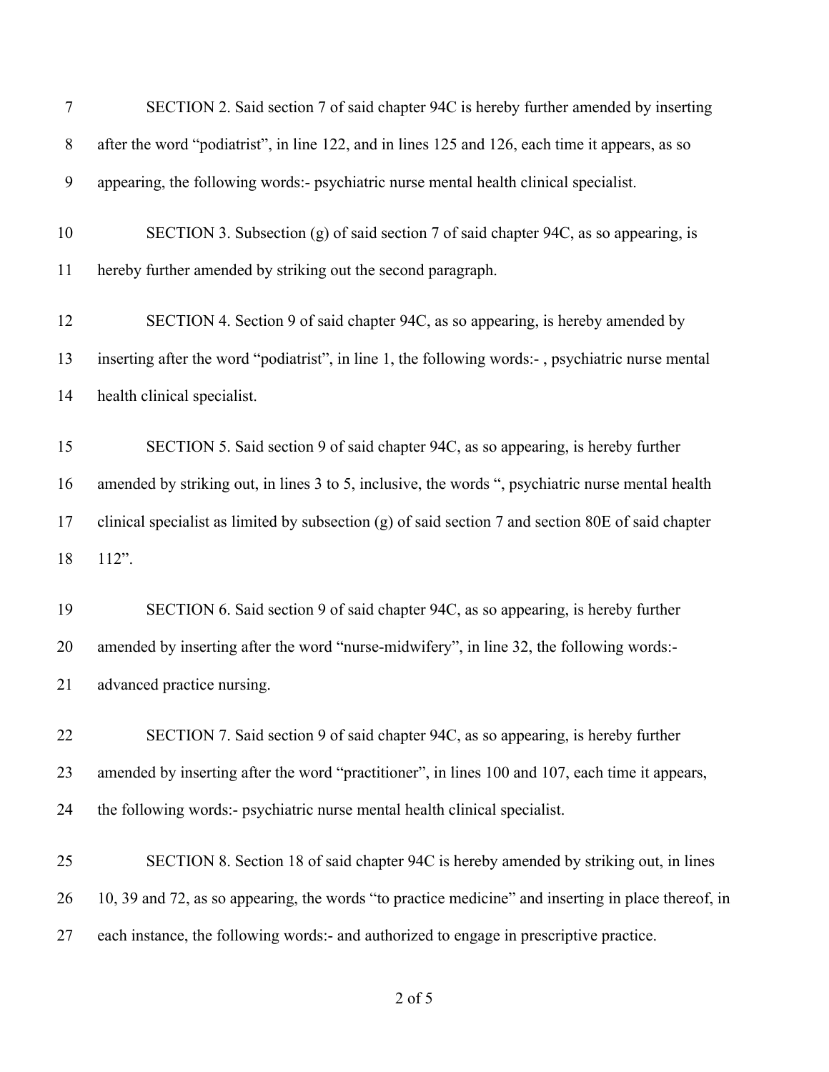SECTION 2. Said section 7 of said chapter 94C is hereby further amended by inserting after the word "podiatrist", in line 122, and in lines 125 and 126, each time it appears, as so appearing, the following words:- psychiatric nurse mental health clinical specialist.

SECTION 3. Subsection (g) of said section 7 of said chapter 94C, as so appearing, is hereby further amended by striking out the second paragraph.

SECTION 4. Section 9 of said chapter 94C, as so appearing, is hereby amended by inserting after the word "podiatrist", in line 1, the following words:- , psychiatric nurse mental health clinical specialist.

SECTION 5. Said section 9 of said chapter 94C, as so appearing, is hereby further amended by striking out, in lines 3 to 5, inclusive, the words ", psychiatric nurse mental health clinical specialist as limited by subsection (g) of said section 7 and section 80E of said chapter 112".

SECTION 6. Said section 9 of said chapter 94C, as so appearing, is hereby further amended by inserting after the word "nurse-midwifery", in line 32, the following words:- advanced practice nursing.

SECTION 7. Said section 9 of said chapter 94C, as so appearing, is hereby further amended by inserting after the word "practitioner", in lines 100 and 107, each time it appears, the following words:- psychiatric nurse mental health clinical specialist.

SECTION 8. Section 18 of said chapter 94C is hereby amended by striking out, in lines 10, 39 and 72, as so appearing, the words "to practice medicine" and inserting in place thereof, in each instance, the following words:- and authorized to engage in prescriptive practice.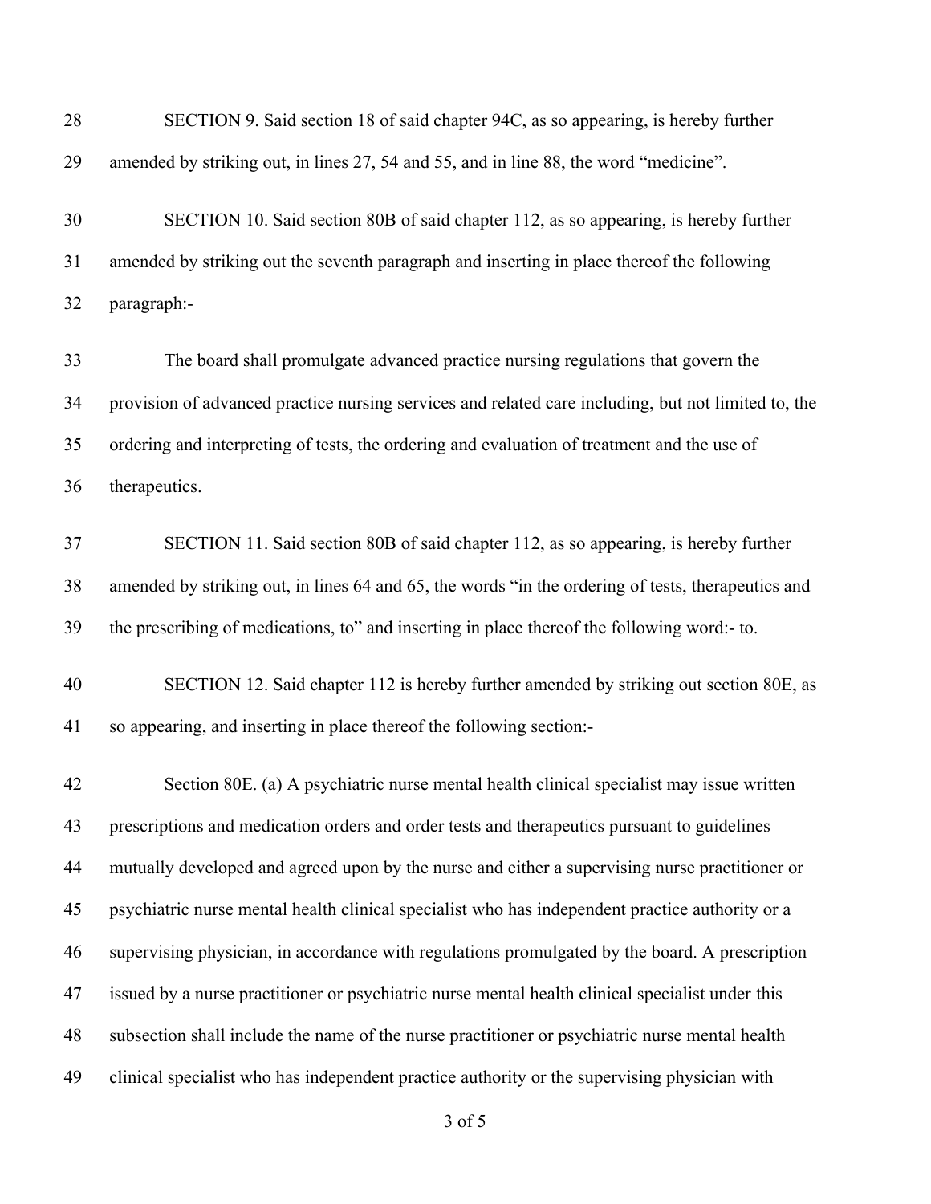SECTION 9. Said section 18 of said chapter 94C, as so appearing, is hereby further amended by striking out, in lines 27, 54 and 55, and in line 88, the word "medicine".

SECTION 10. Said section 80B of said chapter 112, as so appearing, is hereby further amended by striking out the seventh paragraph and inserting in place thereof the following paragraph:-

The board shall promulgate advanced practice nursing regulations that govern the provision of advanced practice nursing services and related care including, but not limited to, the ordering and interpreting of tests, the ordering and evaluation of treatment and the use of therapeutics.

SECTION 11. Said section 80B of said chapter 112, as so appearing, is hereby further amended by striking out, in lines 64 and 65, the words "in the ordering of tests, therapeutics and the prescribing of medications, to" and inserting in place thereof the following word:- to.

SECTION 12. Said chapter 112 is hereby further amended by striking out section 80E, as so appearing, and inserting in place thereof the following section:-

Section 80E. (a) A psychiatric nurse mental health clinical specialist may issue written prescriptions and medication orders and order tests and therapeutics pursuant to guidelines mutually developed and agreed upon by the nurse and either a supervising nurse practitioner or psychiatric nurse mental health clinical specialist who has independent practice authority or a supervising physician, in accordance with regulations promulgated by the board. A prescription issued by a nurse practitioner or psychiatric nurse mental health clinical specialist under this subsection shall include the name of the nurse practitioner or psychiatric nurse mental health clinical specialist who has independent practice authority or the supervising physician with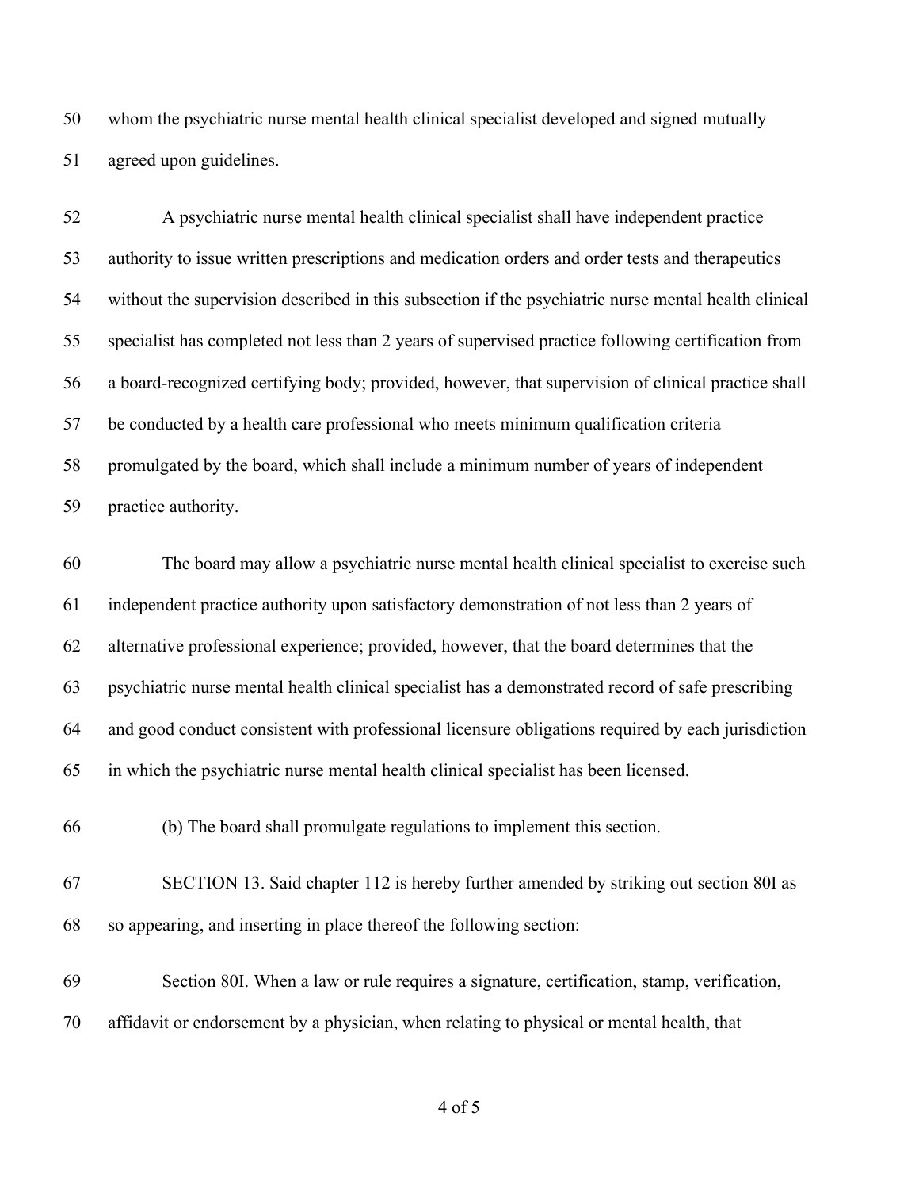whom the psychiatric nurse mental health clinical specialist developed and signed mutually agreed upon guidelines.

A psychiatric nurse mental health clinical specialist shall have independent practice authority to issue written prescriptions and medication orders and order tests and therapeutics without the supervision described in this subsection if the psychiatric nurse mental health clinical specialist has completed not less than 2 years of supervised practice following certification from a board-recognized certifying body; provided, however, that supervision of clinical practice shall be conducted by a health care professional who meets minimum qualification criteria promulgated by the board, which shall include a minimum number of years of independent practice authority.

The board may allow a psychiatric nurse mental health clinical specialist to exercise such independent practice authority upon satisfactory demonstration of not less than 2 years of alternative professional experience; provided, however, that the board determines that the psychiatric nurse mental health clinical specialist has a demonstrated record of safe prescribing and good conduct consistent with professional licensure obligations required by each jurisdiction in which the psychiatric nurse mental health clinical specialist has been licensed.

(b) The board shall promulgate regulations to implement this section.

SECTION 13. Said chapter 112 is hereby further amended by striking out section 80I as so appearing, and inserting in place thereof the following section:

Section 80I. When a law or rule requires a signature, certification, stamp, verification, affidavit or endorsement by a physician, when relating to physical or mental health, that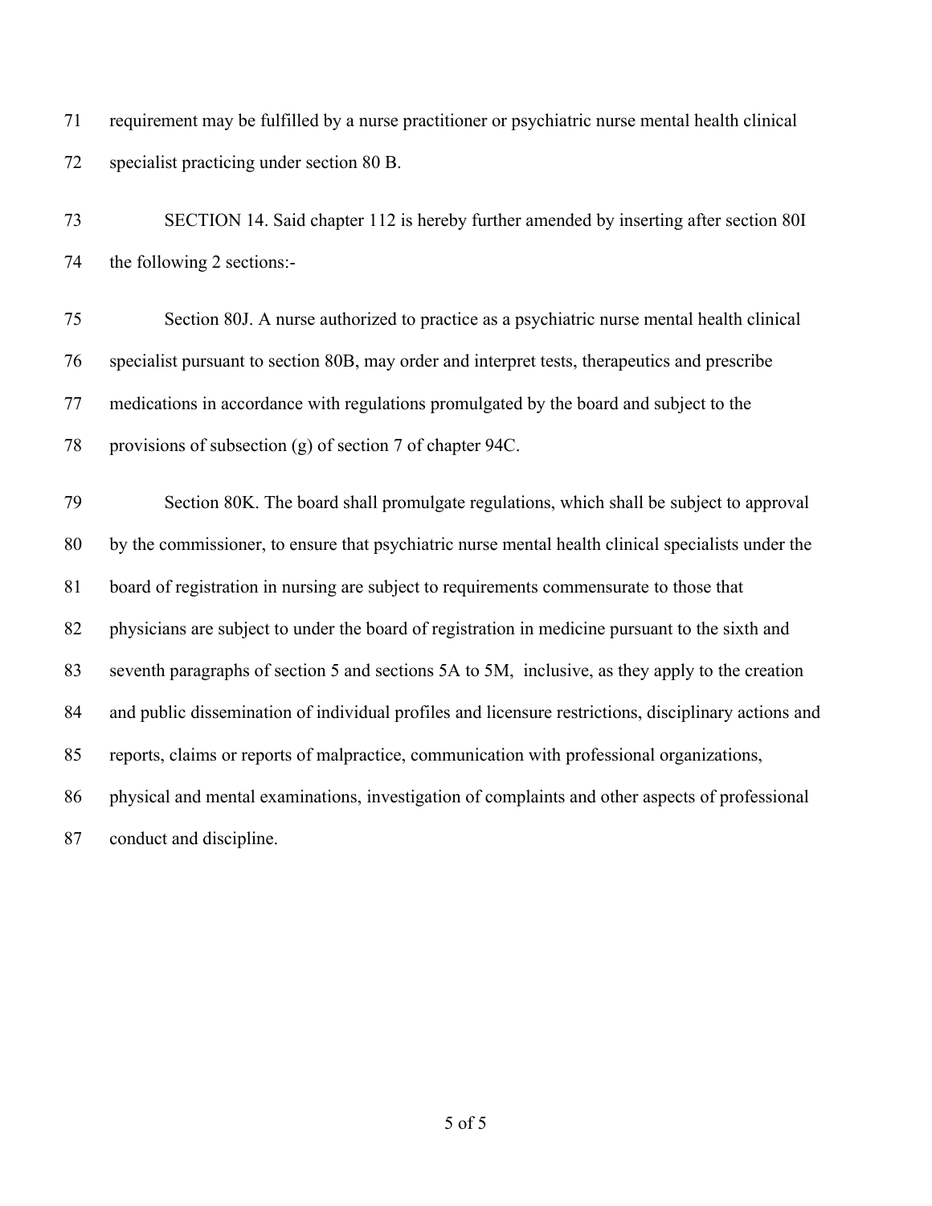requirement may be fulfilled by a nurse practitioner or psychiatric nurse mental health clinical specialist practicing under section 80 B.

SECTION 14. Said chapter 112 is hereby further amended by inserting after section 80I the following 2 sections:-

Section 80J. A nurse authorized to practice as a psychiatric nurse mental health clinical specialist pursuant to section 80B, may order and interpret tests, therapeutics and prescribe medications in accordance with regulations promulgated by the board and subject to the provisions of subsection (g) of section 7 of chapter 94C.

Section 80K. The board shall promulgate regulations, which shall be subject to approval by the commissioner, to ensure that psychiatric nurse mental health clinical specialists under the board of registration in nursing are subject to requirements commensurate to those that physicians are subject to under the board of registration in medicine pursuant to the sixth and seventh paragraphs of section 5 and sections 5A to 5M, inclusive, as they apply to the creation and public dissemination of individual profiles and licensure restrictions, disciplinary actions and reports, claims or reports of malpractice, communication with professional organizations, physical and mental examinations, investigation of complaints and other aspects of professional conduct and discipline.